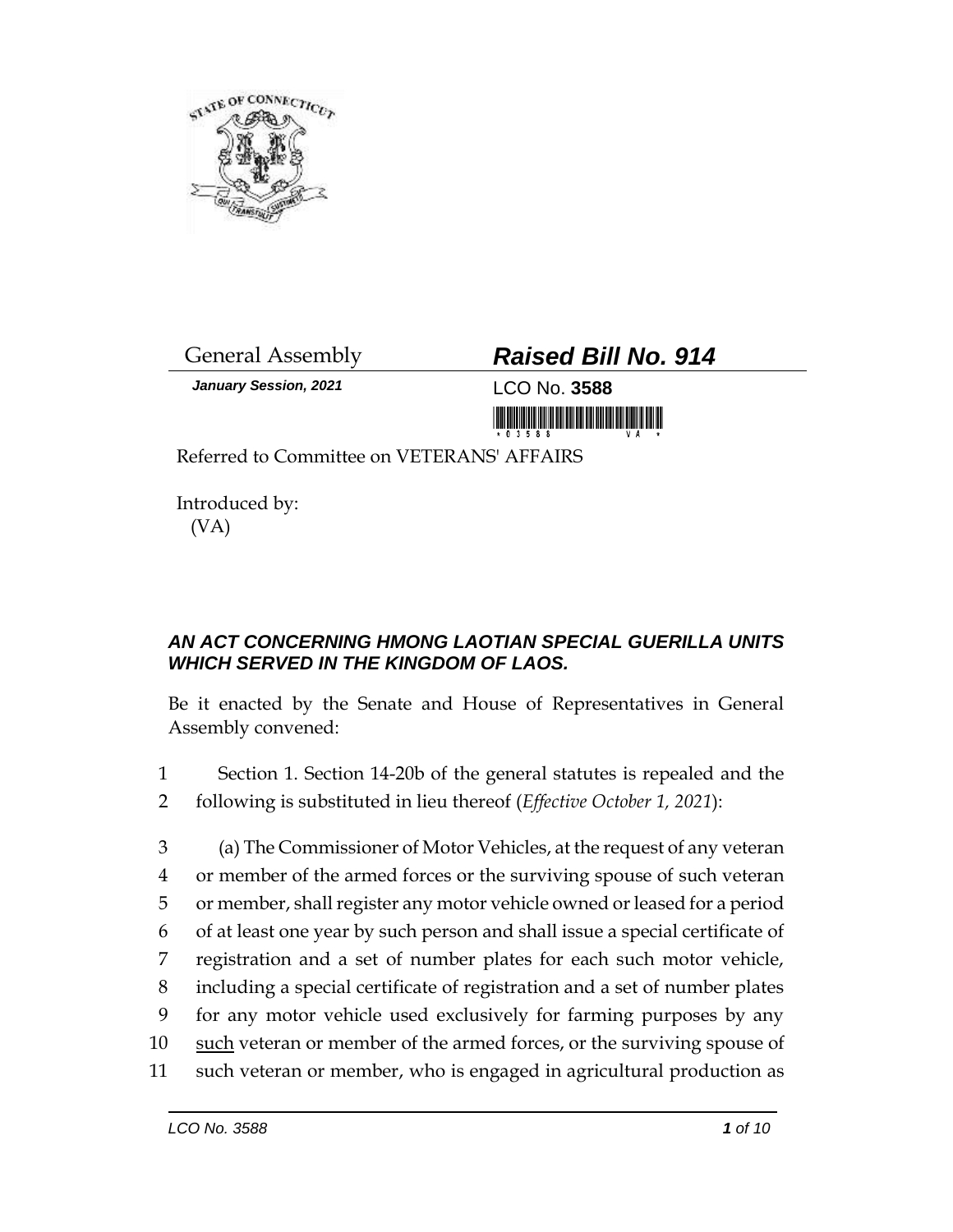General Assembly

# *Raised Bill No. 914*

***January Session, 2021***

LCO No. **3588**

Referred to Committee on VETERANS' AFFAIRS

Introduced by:
(VA)

## *AN ACT CONCERNING HMONG LAOTIAN SPECIAL GUERILLA UNITS WHICH SERVED IN THE KINGDOM OF LAOS.*

Be it enacted by the Senate and House of Representatives in General Assembly convened:

1 Section 1. Section 14-20b of the general statutes is repealed and the
2 following is substituted in lieu thereof (*Effective October 1, 2021*):

3 (a) The Commissioner of Motor Vehicles, at the request of any veteran
4 or member of the armed forces or the surviving spouse of such veteran
5 or member, shall register any motor vehicle owned or leased for a period
6 of at least one year by such person and shall issue a special certificate of
7 registration and a set of number plates for each such motor vehicle,
8 including a special certificate of registration and a set of number plates
9 for any motor vehicle used exclusively for farming purposes by any
10 <u>such</u> veteran or member of the armed forces, or the surviving spouse of
11 such veteran or member, who is engaged in agricultural production as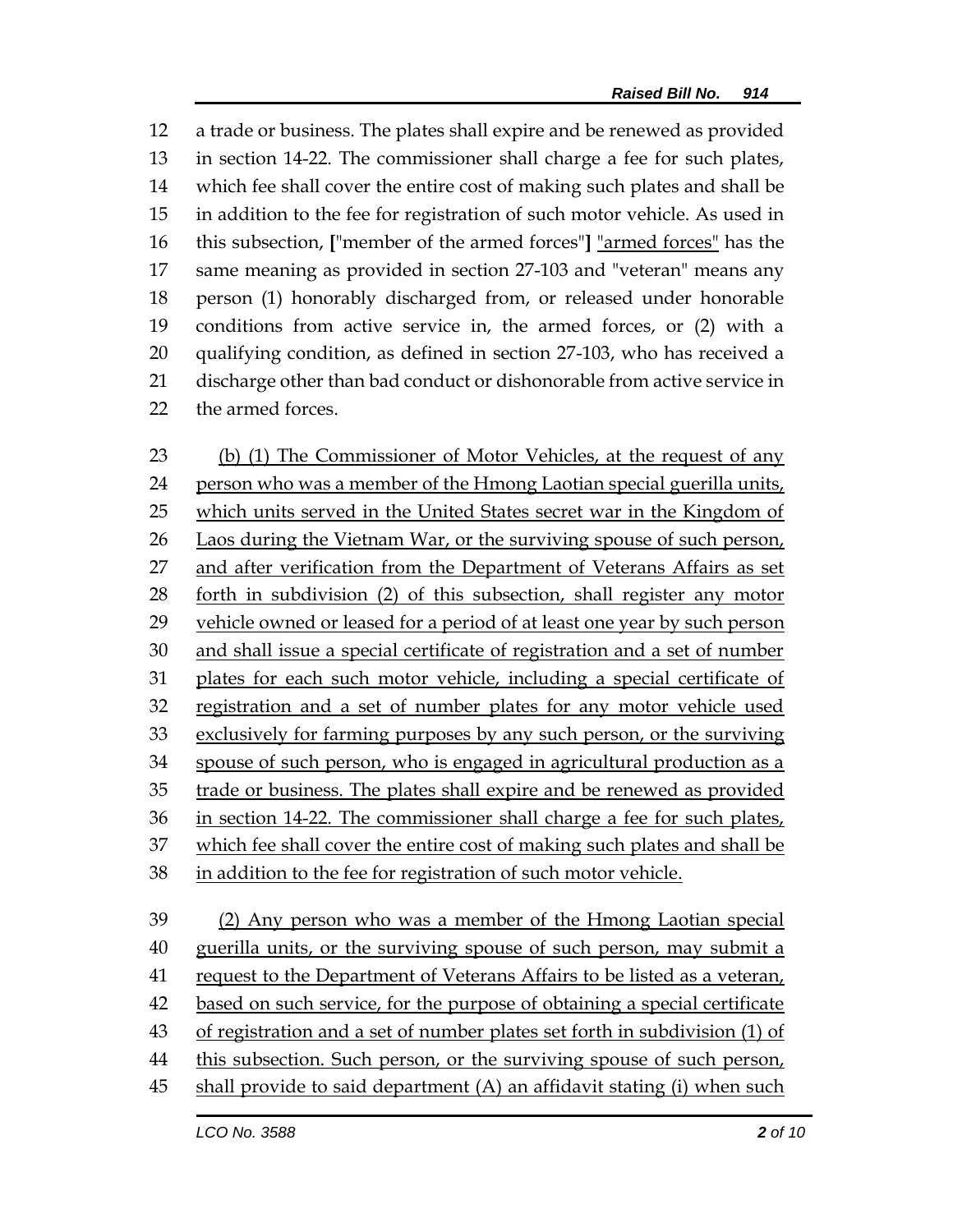a trade or business. The plates shall expire and be renewed as provided in section 14-22. The commissioner shall charge a fee for such plates, which fee shall cover the entire cost of making such plates and shall be in addition to the fee for registration of such motor vehicle. As used in this subsection, ["member of the armed forces"] <u>"armed forces"</u> has the same meaning as provided in section 27-103 and "veteran" means any person (1) honorably discharged from, or released under honorable conditions from active service in, the armed forces, or (2) with a qualifying condition, as defined in section 27-103, who has received a discharge other than bad conduct or dishonorable from active service in the armed forces.

<u>(b) (1) The Commissioner of Motor Vehicles, at the request of any person who was a member of the Hmong Laotian special guerilla units, which units served in the United States secret war in the Kingdom of Laos during the Vietnam War, or the surviving spouse of such person, and after verification from the Department of Veterans Affairs as set forth in subdivision (2) of this subsection, shall register any motor vehicle owned or leased for a period of at least one year by such person and shall issue a special certificate of registration and a set of number plates for each such motor vehicle, including a special certificate of registration and a set of number plates for any motor vehicle used exclusively for farming purposes by any such person, or the surviving spouse of such person, who is engaged in agricultural production as a trade or business. The plates shall expire and be renewed as provided in section 14-22. The commissioner shall charge a fee for such plates, which fee shall cover the entire cost of making such plates and shall be in addition to the fee for registration of such motor vehicle.</u>

<u>(2) Any person who was a member of the Hmong Laotian special guerilla units, or the surviving spouse of such person, may submit a request to the Department of Veterans Affairs to be listed as a veteran, based on such service, for the purpose of obtaining a special certificate of registration and a set of number plates set forth in subdivision (1) of this subsection. Such person, or the surviving spouse of such person, shall provide to said department (A) an affidavit stating (i) when such</u>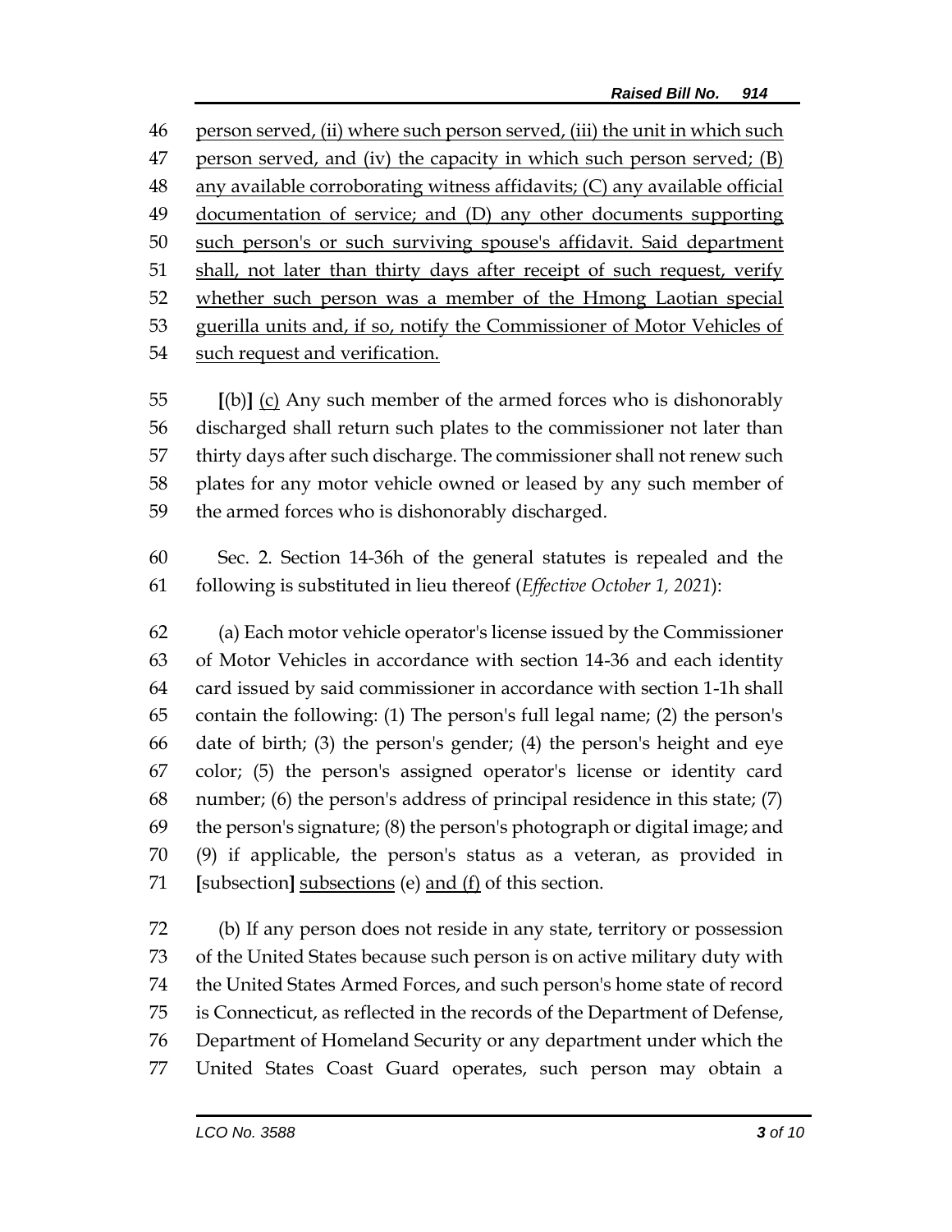46 person served, (ii) where such person served, (iii) the unit in which such
47 person served, and (iv) the capacity in which such person served; (B)
48 any available corroborating witness affidavits; (C) any available official
49 documentation of service; and (D) any other documents supporting
50 such person's or such surviving spouse's affidavit. Said department
51 shall, not later than thirty days after receipt of such request, verify
52 whether such person was a member of the Hmong Laotian special
53 guerilla units and, if so, notify the Commissioner of Motor Vehicles of
54 such request and verification.

55 **[**(b)**]** (c) Any such member of the armed forces who is dishonorably
56 discharged shall return such plates to the commissioner not later than
57 thirty days after such discharge. The commissioner shall not renew such
58 plates for any motor vehicle owned or leased by any such member of
59 the armed forces who is dishonorably discharged.

60 Sec. 2. Section 14-36h of the general statutes is repealed and the
61 following is substituted in lieu thereof (*Effective October 1, 2021*):

62 (a) Each motor vehicle operator's license issued by the Commissioner
63 of Motor Vehicles in accordance with section 14-36 and each identity
64 card issued by said commissioner in accordance with section 1-1h shall
65 contain the following: (1) The person's full legal name; (2) the person's
66 date of birth; (3) the person's gender; (4) the person's height and eye
67 color; (5) the person's assigned operator's license or identity card
68 number; (6) the person's address of principal residence in this state; (7)
69 the person's signature; (8) the person's photograph or digital image; and
70 (9) if applicable, the person's status as a veteran, as provided in
71 **[**subsection**]** subsections (e) and (f) of this section.

72 (b) If any person does not reside in any state, territory or possession
73 of the United States because such person is on active military duty with
74 the United States Armed Forces, and such person's home state of record
75 is Connecticut, as reflected in the records of the Department of Defense,
76 Department of Homeland Security or any department under which the
77 United States Coast Guard operates, such person may obtain a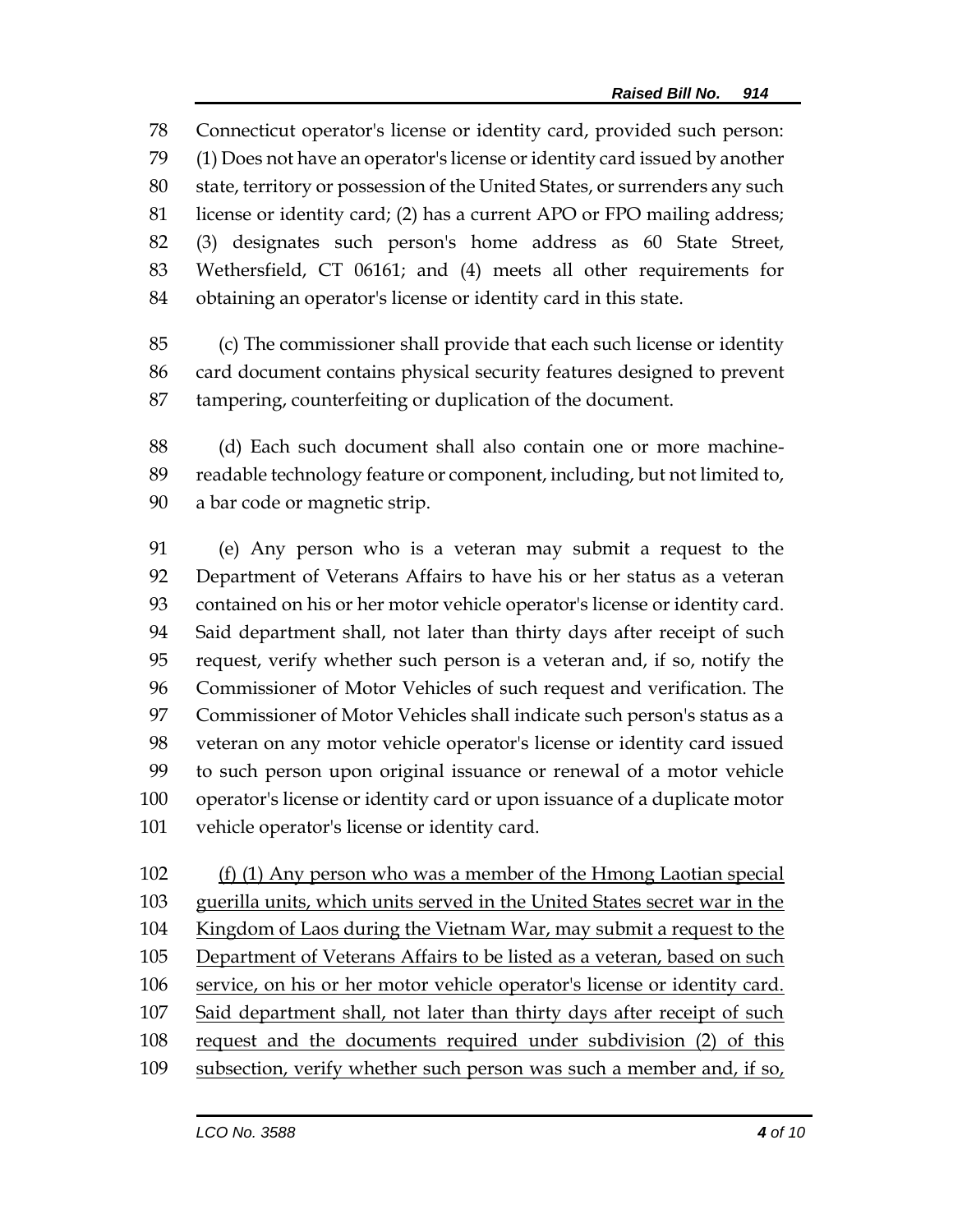Connecticut operator's license or identity card, provided such person: (1) Does not have an operator's license or identity card issued by another state, territory or possession of the United States, or surrenders any such license or identity card; (2) has a current APO or FPO mailing address; (3) designates such person's home address as 60 State Street, Wethersfield, CT 06161; and (4) meets all other requirements for obtaining an operator's license or identity card in this state.

(c) The commissioner shall provide that each such license or identity card document contains physical security features designed to prevent tampering, counterfeiting or duplication of the document.

(d) Each such document shall also contain one or more machine-readable technology feature or component, including, but not limited to, a bar code or magnetic strip.

(e) Any person who is a veteran may submit a request to the Department of Veterans Affairs to have his or her status as a veteran contained on his or her motor vehicle operator's license or identity card. Said department shall, not later than thirty days after receipt of such request, verify whether such person is a veteran and, if so, notify the Commissioner of Motor Vehicles of such request and verification. The Commissioner of Motor Vehicles shall indicate such person's status as a veteran on any motor vehicle operator's license or identity card issued to such person upon original issuance or renewal of a motor vehicle operator's license or identity card or upon issuance of a duplicate motor vehicle operator's license or identity card.

<u>(f) (1) Any person who was a member of the Hmong Laotian special guerilla units, which units served in the United States secret war in the Kingdom of Laos during the Vietnam War, may submit a request to the Department of Veterans Affairs to be listed as a veteran, based on such service, on his or her motor vehicle operator's license or identity card. Said department shall, not later than thirty days after receipt of such request and the documents required under subdivision (2) of this subsection, verify whether such person was such a member and, if so,</u>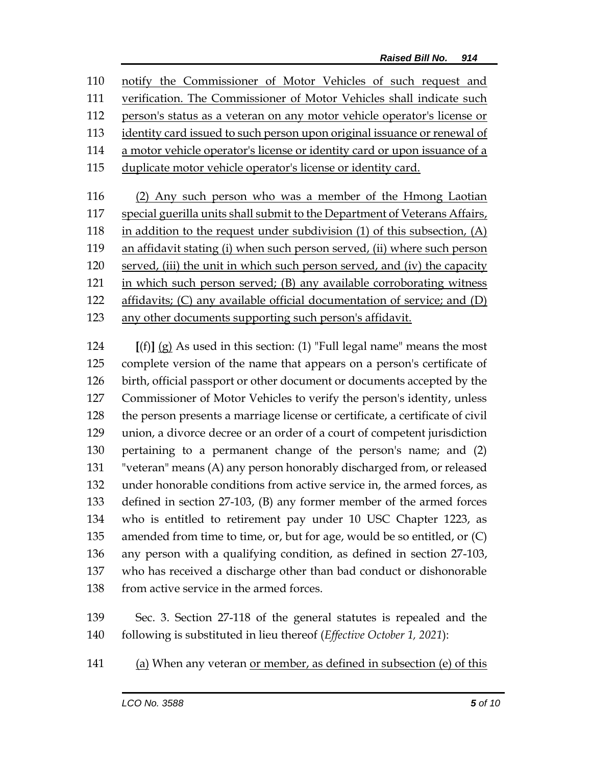notify the Commissioner of Motor Vehicles of such request and verification. The Commissioner of Motor Vehicles shall indicate such person's status as a veteran on any motor vehicle operator's license or identity card issued to such person upon original issuance or renewal of a motor vehicle operator's license or identity card or upon issuance of a duplicate motor vehicle operator's license or identity card.

(2) Any such person who was a member of the Hmong Laotian special guerilla units shall submit to the Department of Veterans Affairs, in addition to the request under subdivision (1) of this subsection, (A) an affidavit stating (i) when such person served, (ii) where such person served, (iii) the unit in which such person served, and (iv) the capacity in which such person served; (B) any available corroborating witness affidavits; (C) any available official documentation of service; and (D) any other documents supporting such person's affidavit.

**[**(f)**]** (g) As used in this section: (1) "Full legal name" means the most complete version of the name that appears on a person's certificate of birth, official passport or other document or documents accepted by the Commissioner of Motor Vehicles to verify the person's identity, unless the person presents a marriage license or certificate, a certificate of civil union, a divorce decree or an order of a court of competent jurisdiction pertaining to a permanent change of the person's name; and (2) "veteran" means (A) any person honorably discharged from, or released under honorable conditions from active service in, the armed forces, as defined in section 27-103, (B) any former member of the armed forces who is entitled to retirement pay under 10 USC Chapter 1223, as amended from time to time, or, but for age, would be so entitled, or (C) any person with a qualifying condition, as defined in section 27-103, who has received a discharge other than bad conduct or dishonorable from active service in the armed forces.

Sec. 3. Section 27-118 of the general statutes is repealed and the following is substituted in lieu thereof (*Effective October 1, 2021*):

(a) When any veteran or member, as defined in subsection (e) of this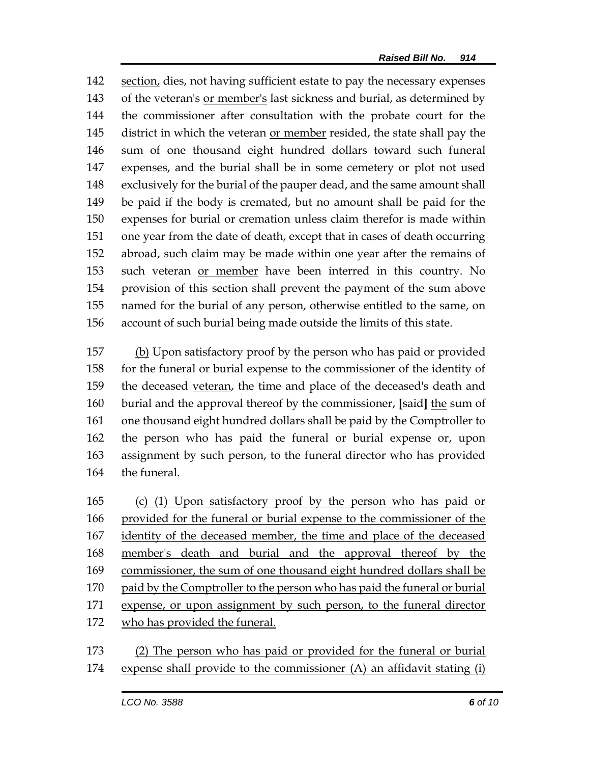142 <u>section,</u> dies, not having sufficient estate to pay the necessary expenses
143 of the veteran's <u>or member's</u> last sickness and burial, as determined by
144 the commissioner after consultation with the probate court for the
145 district in which the veteran <u>or member</u> resided, the state shall pay the
146 sum of one thousand eight hundred dollars toward such funeral
147 expenses, and the burial shall be in some cemetery or plot not used
148 exclusively for the burial of the pauper dead, and the same amount shall
149 be paid if the body is cremated, but no amount shall be paid for the
150 expenses for burial or cremation unless claim therefor is made within
151 one year from the date of death, except that in cases of death occurring
152 abroad, such claim may be made within one year after the remains of
153 such veteran <u>or member</u> have been interred in this country. No
154 provision of this section shall prevent the payment of the sum above
155 named for the burial of any person, otherwise entitled to the same, on
156 account of such burial being made outside the limits of this state.

157 <u>(b)</u> Upon satisfactory proof by the person who has paid or provided
158 for the funeral or burial expense to the commissioner of the identity of
159 the deceased <u>veteran</u>, the time and place of the deceased's death and
160 burial and the approval thereof by the commissioner, **[**said**]** <u>the</u> sum of
161 one thousand eight hundred dollars shall be paid by the Comptroller to
162 the person who has paid the funeral or burial expense or, upon
163 assignment by such person, to the funeral director who has provided
164 the funeral.

165 <u>(c) (1) Upon satisfactory proof by the person who has paid or</u>
166 <u>provided for the funeral or burial expense to the commissioner of the</u>
167 <u>identity of the deceased member, the time and place of the deceased</u>
168 <u>member's death and burial and the approval thereof by the</u>
169 <u>commissioner, the sum of one thousand eight hundred dollars shall be</u>
170 <u>paid by the Comptroller to the person who has paid the funeral or burial</u>
171 <u>expense, or upon assignment by such person, to the funeral director</u>
172 <u>who has provided the funeral.</u>

173 <u>(2) The person who has paid or provided for the funeral or burial</u>
174 <u>expense shall provide to the commissioner (A) an affidavit stating (i)</u>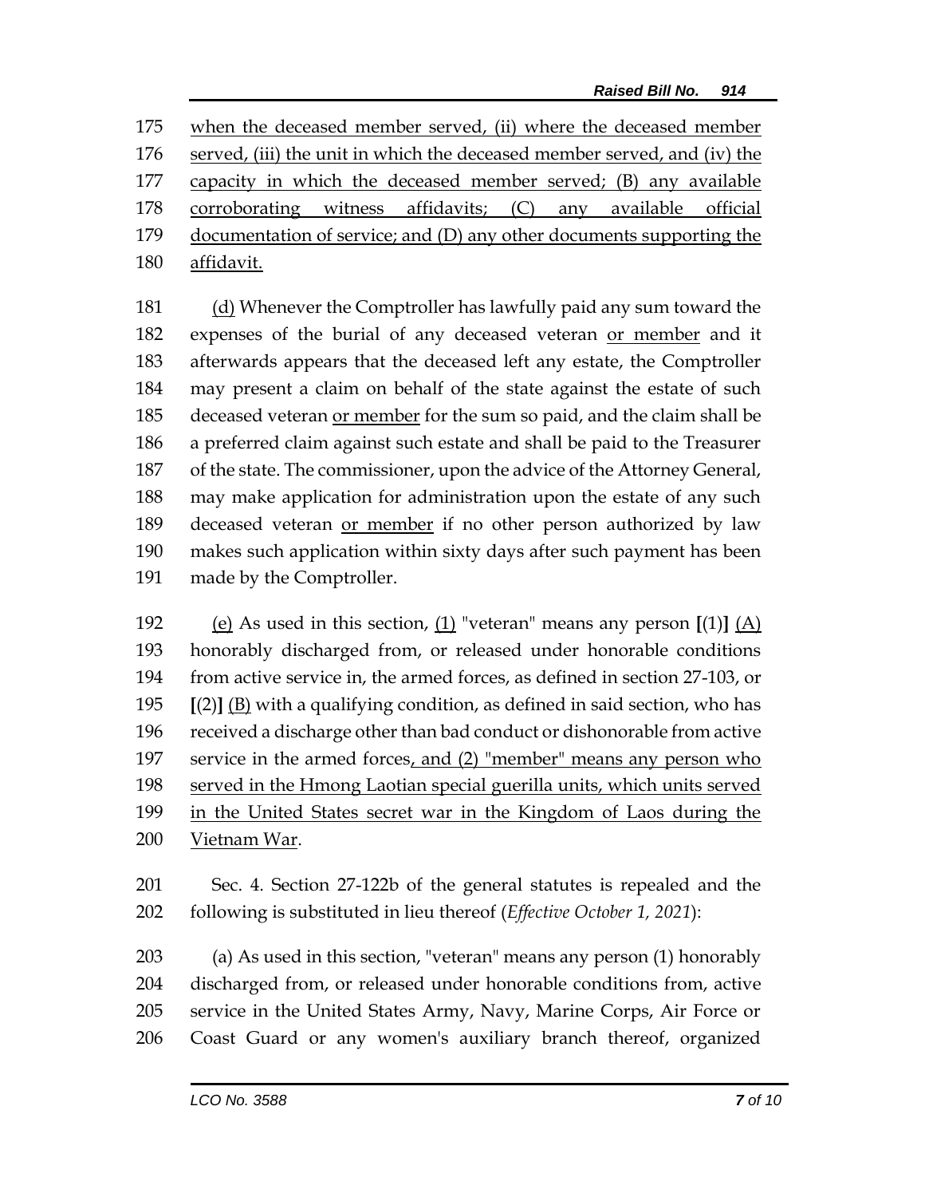175 when the deceased member served, (ii) where the deceased member
176 served, (iii) the unit in which the deceased member served, and (iv) the
177 capacity in which the deceased member served; (B) any available
178 corroborating witness affidavits; (C) any available official
179 documentation of service; and (D) any other documents supporting the
180 affidavit.

181 (d) Whenever the Comptroller has lawfully paid any sum toward the
182 expenses of the burial of any deceased veteran or member and it
183 afterwards appears that the deceased left any estate, the Comptroller
184 may present a claim on behalf of the state against the estate of such
185 deceased veteran or member for the sum so paid, and the claim shall be
186 a preferred claim against such estate and shall be paid to the Treasurer
187 of the state. The commissioner, upon the advice of the Attorney General,
188 may make application for administration upon the estate of any such
189 deceased veteran or member if no other person authorized by law
190 makes such application within sixty days after such payment has been
191 made by the Comptroller.

192 (e) As used in this section, (1) "veteran" means any person [(1)] (A)
193 honorably discharged from, or released under honorable conditions
194 from active service in, the armed forces, as defined in section 27-103, or
195 [(2)] (B) with a qualifying condition, as defined in said section, who has
196 received a discharge other than bad conduct or dishonorable from active
197 service in the armed forces, and (2) "member" means any person who
198 served in the Hmong Laotian special guerilla units, which units served
199 in the United States secret war in the Kingdom of Laos during the
200 Vietnam War.

201 Sec. 4. Section 27-122b of the general statutes is repealed and the
202 following is substituted in lieu thereof (*Effective October 1, 2021*):

203 (a) As used in this section, "veteran" means any person (1) honorably
204 discharged from, or released under honorable conditions from, active
205 service in the United States Army, Navy, Marine Corps, Air Force or
206 Coast Guard or any women's auxiliary branch thereof, organized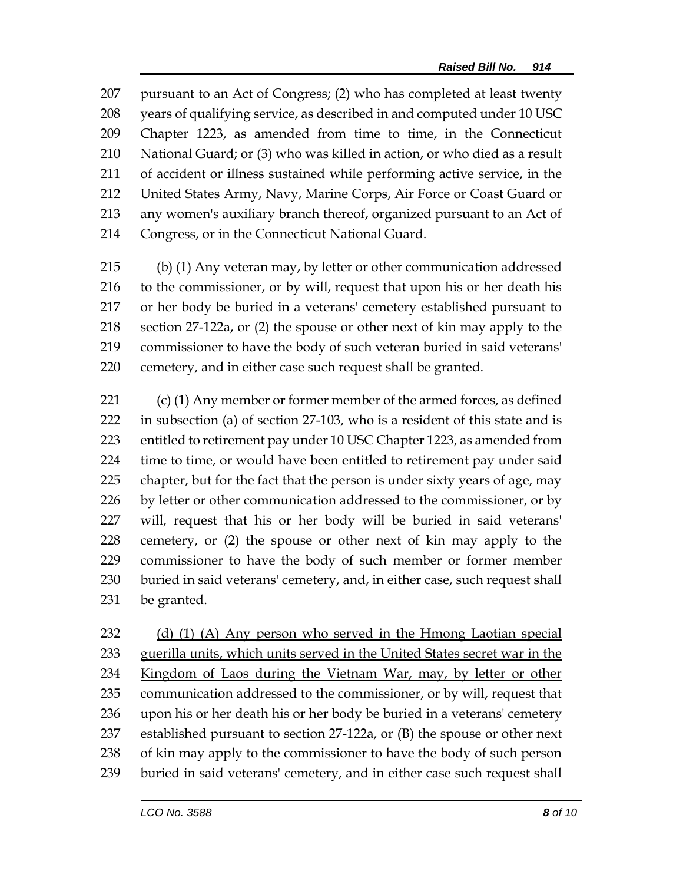207 pursuant to an Act of Congress; (2) who has completed at least twenty
208 years of qualifying service, as described in and computed under 10 USC
209 Chapter 1223, as amended from time to time, in the Connecticut
210 National Guard; or (3) who was killed in action, or who died as a result
211 of accident or illness sustained while performing active service, in the
212 United States Army, Navy, Marine Corps, Air Force or Coast Guard or
213 any women's auxiliary branch thereof, organized pursuant to an Act of
214 Congress, or in the Connecticut National Guard.

215 (b) (1) Any veteran may, by letter or other communication addressed
216 to the commissioner, or by will, request that upon his or her death his
217 or her body be buried in a veterans' cemetery established pursuant to
218 section 27-122a, or (2) the spouse or other next of kin may apply to the
219 commissioner to have the body of such veteran buried in said veterans'
220 cemetery, and in either case such request shall be granted.

221 (c) (1) Any member or former member of the armed forces, as defined
222 in subsection (a) of section 27-103, who is a resident of this state and is
223 entitled to retirement pay under 10 USC Chapter 1223, as amended from
224 time to time, or would have been entitled to retirement pay under said
225 chapter, but for the fact that the person is under sixty years of age, may
226 by letter or other communication addressed to the commissioner, or by
227 will, request that his or her body will be buried in said veterans'
228 cemetery, or (2) the spouse or other next of kin may apply to the
229 commissioner to have the body of such member or former member
230 buried in said veterans' cemetery, and, in either case, such request shall
231 be granted.

232 <u>(d) (1) (A) Any person who served in the Hmong Laotian special</u>
233 <u>guerilla units, which units served in the United States secret war in the</u>
234 <u>Kingdom of Laos during the Vietnam War, may, by letter or other</u>
235 <u>communication addressed to the commissioner, or by will, request that</u>
236 <u>upon his or her death his or her body be buried in a veterans' cemetery</u>
237 <u>established pursuant to section 27-122a, or (B) the spouse or other next</u>
238 <u>of kin may apply to the commissioner to have the body of such person</u>
239 <u>buried in said veterans' cemetery, and in either case such request shall</u>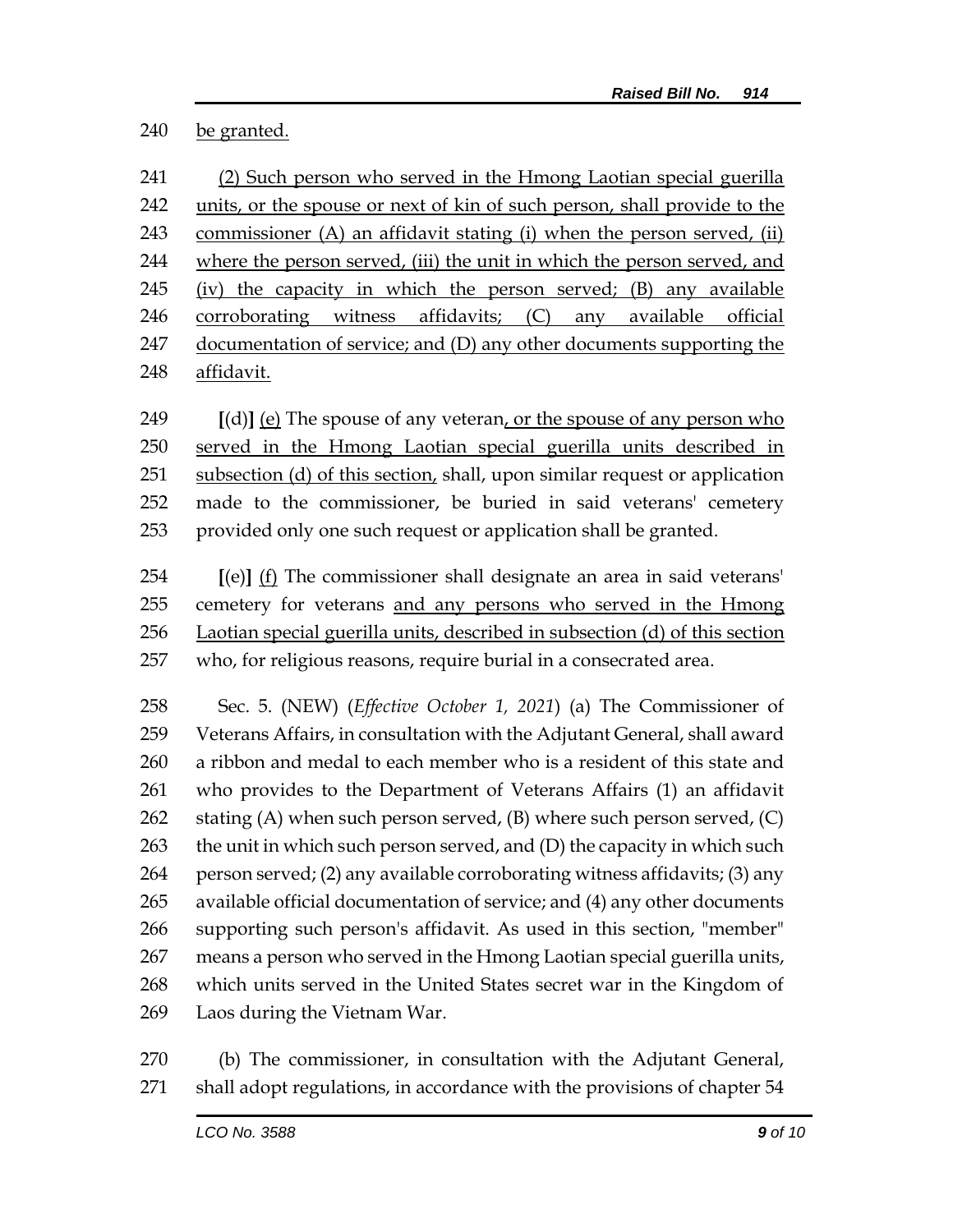240 be granted.

241 (2) Such person who served in the Hmong Laotian special guerilla
242 units, or the spouse or next of kin of such person, shall provide to the
243 commissioner (A) an affidavit stating (i) when the person served, (ii)
244 where the person served, (iii) the unit in which the person served, and
245 (iv) the capacity in which the person served; (B) any available
246 corroborating witness affidavits; (C) any available official
247 documentation of service; and (D) any other documents supporting the
248 affidavit.

249 **[**(d)**]** (e) The spouse of any veteran, or the spouse of any person who
250 served in the Hmong Laotian special guerilla units described in
251 subsection (d) of this section, shall, upon similar request or application
252 made to the commissioner, be buried in said veterans' cemetery
253 provided only one such request or application shall be granted.

254 **[**(e)**]** (f) The commissioner shall designate an area in said veterans'
255 cemetery for veterans and any persons who served in the Hmong
256 Laotian special guerilla units, described in subsection (d) of this section
257 who, for religious reasons, require burial in a consecrated area.

258 Sec. 5. (NEW) (*Effective October 1, 2021*) (a) The Commissioner of
259 Veterans Affairs, in consultation with the Adjutant General, shall award
260 a ribbon and medal to each member who is a resident of this state and
261 who provides to the Department of Veterans Affairs (1) an affidavit
262 stating (A) when such person served, (B) where such person served, (C)
263 the unit in which such person served, and (D) the capacity in which such
264 person served; (2) any available corroborating witness affidavits; (3) any
265 available official documentation of service; and (4) any other documents
266 supporting such person's affidavit. As used in this section, "member"
267 means a person who served in the Hmong Laotian special guerilla units,
268 which units served in the United States secret war in the Kingdom of
269 Laos during the Vietnam War.

270 (b) The commissioner, in consultation with the Adjutant General,
271 shall adopt regulations, in accordance with the provisions of chapter 54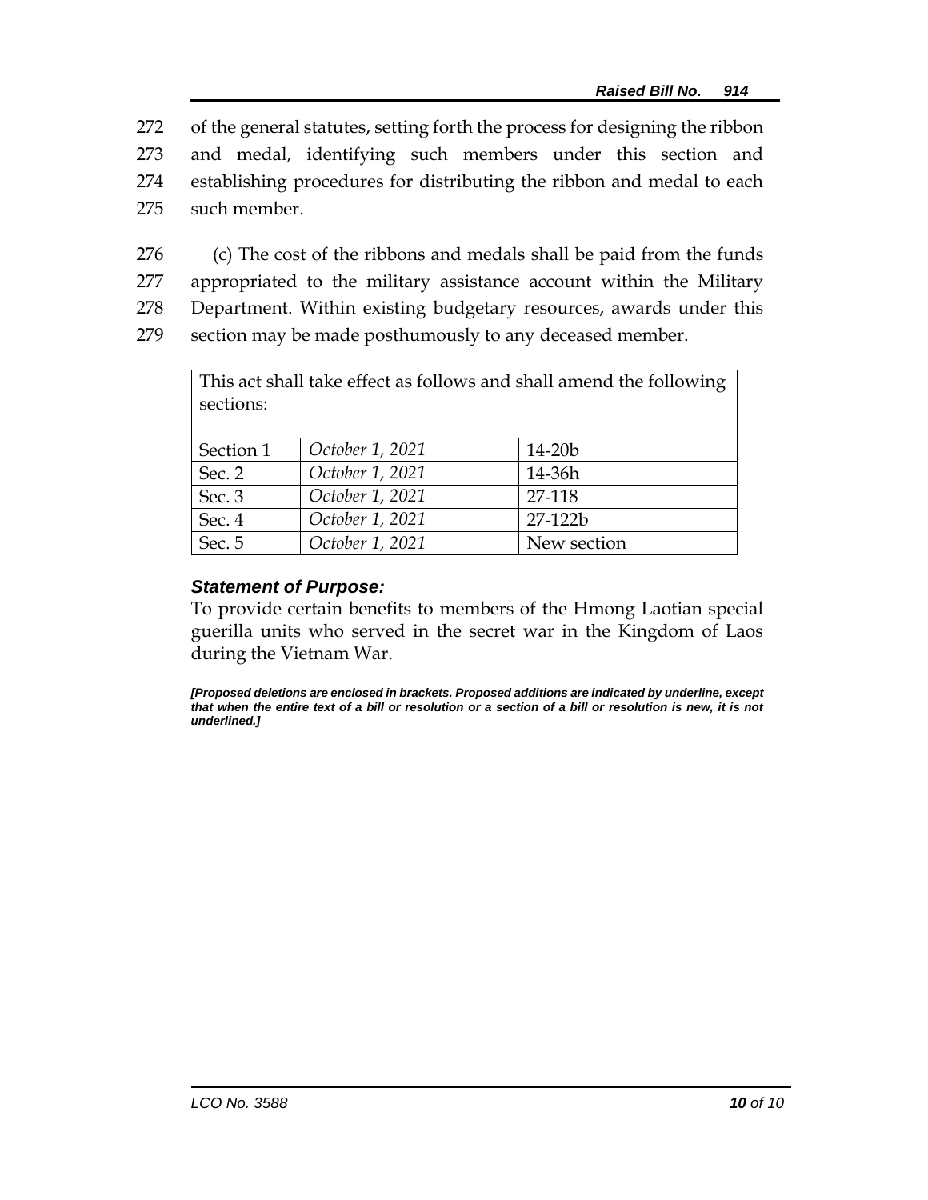272 of the general statutes, setting forth the process for designing the ribbon
273 and medal, identifying such members under this section and
274 establishing procedures for distributing the ribbon and medal to each
275 such member.

276 (c) The cost of the ribbons and medals shall be paid from the funds
277 appropriated to the military assistance account within the Military
278 Department. Within existing budgetary resources, awards under this
279 section may be made posthumously to any deceased member.

| This act shall take effect as follows and shall amend the following sections: | | |
|---|---|---|
| Section 1 | *October 1, 2021* | 14-20b |
| Sec. 2 | *October 1, 2021* | 14-36h |
| Sec. 3 | *October 1, 2021* | 27-118 |
| Sec. 4 | *October 1, 2021* | 27-122b |
| Sec. 5 | *October 1, 2021* | New section |

### *Statement of Purpose:*

To provide certain benefits to members of the Hmong Laotian special guerilla units who served in the secret war in the Kingdom of Laos during the Vietnam War.

***[Proposed deletions are enclosed in brackets. Proposed additions are indicated by underline, except that when the entire text of a bill or resolution or a section of a bill or resolution is new, it is not underlined.]***